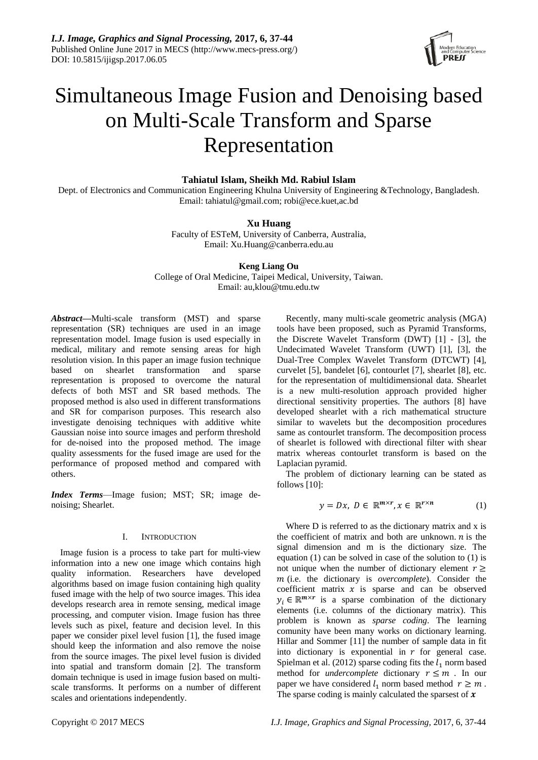# Simultaneous Image Fusion and Denoising based on Multi-Scale Transform and Sparse Representation

**Tahiatul Islam, Sheikh Md. Rabiul Islam**

Dept. of Electronics and Communication Engineering Khulna University of Engineering &Technology, Bangladesh.
Email: tahiatul@gmail.com; robi@ece.kuet,ac.bd

**Xu Huang**

Faculty of ESTeM, University of Canberra, Australia,
Email: Xu.Huang@canberra.edu.au

**Keng Liang Ou**

College of Oral Medicine, Taipei Medical, University, Taiwan.
Email: au,klou@tmu.edu.tw

***Abstract*—**Multi-scale transform (MST) and sparse representation (SR) techniques are used in an image representation model. Image fusion is used especially in medical, military and remote sensing areas for high resolution vision. In this paper an image fusion technique based on shearlet transformation and sparse representation is proposed to overcome the natural defects of both MST and SR based methods. The proposed method is also used in different transformations and SR for comparison purposes. This research also investigate denoising techniques with additive white Gaussian noise into source images and perform threshold for de-noised into the proposed method. The image quality assessments for the fused image are used for the performance of proposed method and compared with others.

***Index Terms*—**Image fusion; MST; SR; image de-noising; Shearlet.

## I. Introduction

Image fusion is a process to take part for multi-view information into a new one image which contains high quality information. Researchers have developed algorithms based on image fusion containing high quality fused image with the help of two source images. This idea develops research area in remote sensing, medical image processing, and computer vision. Image fusion has three levels such as pixel, feature and decision level. In this paper we consider pixel level fusion [1], the fused image should keep the information and also remove the noise from the source images. The pixel level fusion is divided into spatial and transform domain [2]. The transform domain technique is used in image fusion based on multi-scale transforms. It performs on a number of different scales and orientations independently.

Recently, many multi-scale geometric analysis (MGA) tools have been proposed, such as Pyramid Transforms, the Discrete Wavelet Transform (DWT) [1] - [3], the Undecimated Wavelet Transform (UWT) [1], [3], the Dual-Tree Complex Wavelet Transform (DTCWT) [4], curvelet [5], bandelet [6], contourlet [7], shearlet [8], etc. for the representation of multidimensional data. Shearlet is a new multi-resolution approach provided higher directional sensitivity properties. The authors [8] have developed shearlet with a rich mathematical structure similar to wavelets but the decomposition procedures same as contourlet transform. The decomposition process of shearlet is followed with directional filter with shear matrix whereas contourlet transform is based on the Laplacian pyramid.

The problem of dictionary learning can be stated as follows [10]:

$$y = Dx,\ D \in \mathbb{R}^{m \times r}, x \in \mathbb{R}^{r \times n} \tag{1}$$

Where D is referred to as the dictionary matrix and x is the coefficient of matrix and both are unknown. $n$ is the signal dimension and m is the dictionary size. The equation (1) can be solved in case of the solution to (1) is not unique when the number of dictionary element $r \geq m$ (i.e. the dictionary is *overcomplete*). Consider the coefficient matrix $x$ is sparse and can be observed $y_i \in \mathbb{R}^{m \times r}$ is a sparse combination of the dictionary elements (i.e. columns of the dictionary matrix). This problem is known as *sparse coding*. The learning comunity have been many works on dictionary learning. Hillar and Sommer [11] the number of sample data in fit into dictionary is exponential in $r$ for general case. Spielman et al. (2012) sparse coding fits the $l_1$ norm based method for *undercomplete* dictionary $r \leq m$ . In our paper we have considered $l_1$ norm based method $r \geq m$ . The sparse coding is mainly calculated the sparsest of $\boldsymbol{x}$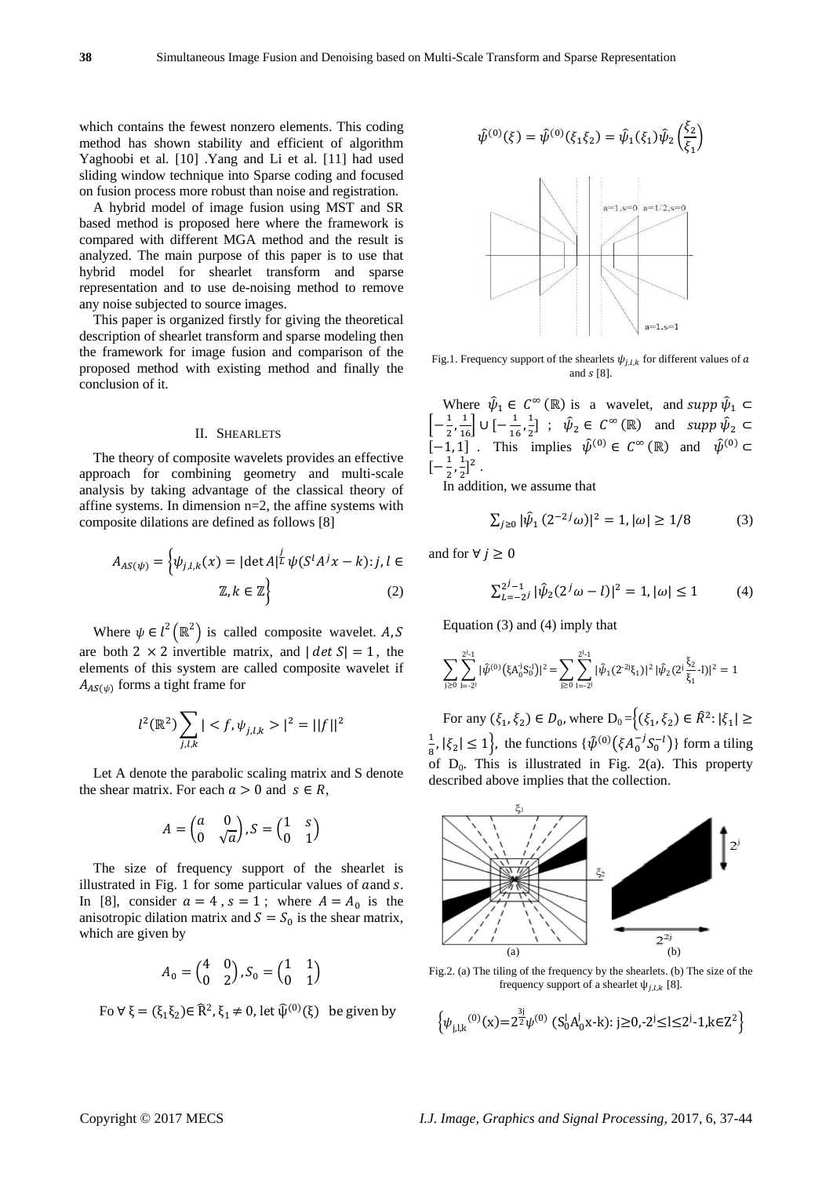which contains the fewest nonzero elements. This coding method has shown stability and efficient of algorithm Yaghoobi et al. [10] .Yang and Li et al. [11] had used sliding window technique into Sparse coding and focused on fusion process more robust than noise and registration.

A hybrid model of image fusion using MST and SR based method is proposed here where the framework is compared with different MGA method and the result is analyzed. The main purpose of this paper is to use that hybrid model for shearlet transform and sparse representation and to use de-noising method to remove any noise subjected to source images.

This paper is organized firstly for giving the theoretical description of shearlet transform and sparse modeling then the framework for image fusion and comparison of the proposed method with existing method and finally the conclusion of it.

## II. Shearlets

The theory of composite wavelets provides an effective approach for combining geometry and multi-scale analysis by taking advantage of the classical theory of affine systems. In dimension n=2, the affine systems with composite dilations are defined as follows [8]

$$A_{AS(\psi)} = \left\{ \psi_{j,l,k}(x) = |\det A|^{\frac{j}{L}} \psi(S^l A^j x - k) : j, l \in \mathbb{Z}, k \in \mathbb{Z} \right\} \quad (2)$$

Where $\psi \in l^2\left(\mathbb{R}^2\right)$ is called composite wavelet. $A, S$ are both $2 \times 2$ invertible matrix, and $|\,det\, S| = 1$, the elements of this system are called composite wavelet if $A_{AS(\psi)}$ forms a tight frame for

$$l^2(\mathbb{R}^2) \sum_{j,l,k} |<f, \psi_{j,l,k}>|^2 = ||f||^2$$

Let A denote the parabolic scaling matrix and S denote the shear matrix. For each $a > 0$ and $s \in R$,

$$A = \begin{pmatrix} a & 0 \\ 0 & \sqrt{a} \end{pmatrix}, S = \begin{pmatrix} 1 & s \\ 0 & 1 \end{pmatrix}$$

The size of frequency support of the shearlet is illustrated in Fig. 1 for some particular values of $a$ and $s$. In [8], consider $a = 4$, $s = 1$; where $A = A_0$ is the anisotropic dilation matrix and $S = S_0$ is the shear matrix, which are given by

$$A_0 = \begin{pmatrix} 4 & 0 \\ 0 & 2 \end{pmatrix}, S_0 = \begin{pmatrix} 1 & 1 \\ 0 & 1 \end{pmatrix}$$

Fo $\forall\, \xi = (\xi_1 \xi_2) \in \widehat{\mathrm{R}}^2, \xi_1 \neq 0$, let $\widehat{\psi}^{(0)}(\xi)$ be given by

$$\hat{\psi}^{(0)}(\xi) = \hat{\psi}^{(0)}(\xi_1 \xi_2) = \hat{\psi}_1(\xi_1)\hat{\psi}_2\left(\frac{\xi_2}{\xi_1}\right)$$

Fig.1. Frequency support of the shearlets $\psi_{j,l,k}$ for different values of $a$ and $s$ [8].

Where $\hat{\psi}_1 \in C^{\infty}(\mathbb{R})$ is a wavelet, and $supp\, \hat{\psi}_1 \subset \left[-\frac{1}{2}, \frac{1}{16}\right] \cup \left[-\frac{1}{16}, \frac{1}{2}\right]$ ; $\hat{\psi}_2 \in C^{\infty}(\mathbb{R})$ and $supp\, \hat{\psi}_2 \subset [-1, 1]$ . This implies $\hat{\psi}^{(0)} \in C^{\infty}(\mathbb{R})$ and $\hat{\psi}^{(0)} \subset [-\frac{1}{2}, \frac{1}{2}]^2$ .

In addition, we assume that

$$\sum_{j \geq 0} |\hat{\psi}_1(2^{-2j}\omega)|^2 = 1, |\omega| \geq 1/8 \quad (3)$$

and for $\forall\, j \geq 0$

$$\sum_{L=-2^j}^{2^j-1} |\hat{\psi}_2(2^j\omega - l)|^2 = 1, |\omega| \leq 1 \quad (4)$$

Equation (3) and (4) imply that

$$\sum_{j\geq 0} \sum_{l=-2^j}^{2^j-1} |\hat{\psi}^{(0)}(\xi A_0^{-j} S_0^{-l})|^2 = \sum_{j\geq 0} \sum_{l=-2^j}^{2^j-1} |\hat{\psi}_1(2^{-2j}\xi_1)|^2 |\hat{\psi}_2(2^j \frac{\xi_2}{\xi_1} - l)|^2 = 1$$

For any $(\xi_1, \xi_2) \in D_0$, where $D_0 = \left\{(\xi_1, \xi_2) \in \hat{R}^2 : |\xi_1| \geq \frac{1}{8}, |\xi_2| \leq 1\right\}$, the functions $\{\hat{\psi}^{(0)}(\xi A_0^{-j} S_0^{-l})\}$ form a tiling of $D_0$. This is illustrated in Fig. 2(a). This property described above implies that the collection.

Fig.2. (a) The tiling of the frequency by the shearlets. (b) The size of the frequency support of a shearlet $\psi_{j,l,k}$ [8].

$$\left\{\psi_{j,l,k}^{(0)}(x) = 2^{\frac{3j}{2}} \psi^{(0)}\,(S_0^l A_0^j x - k) : j \geq 0, -2^j \leq l \leq 2^j - 1, k \in Z^2\right\}$$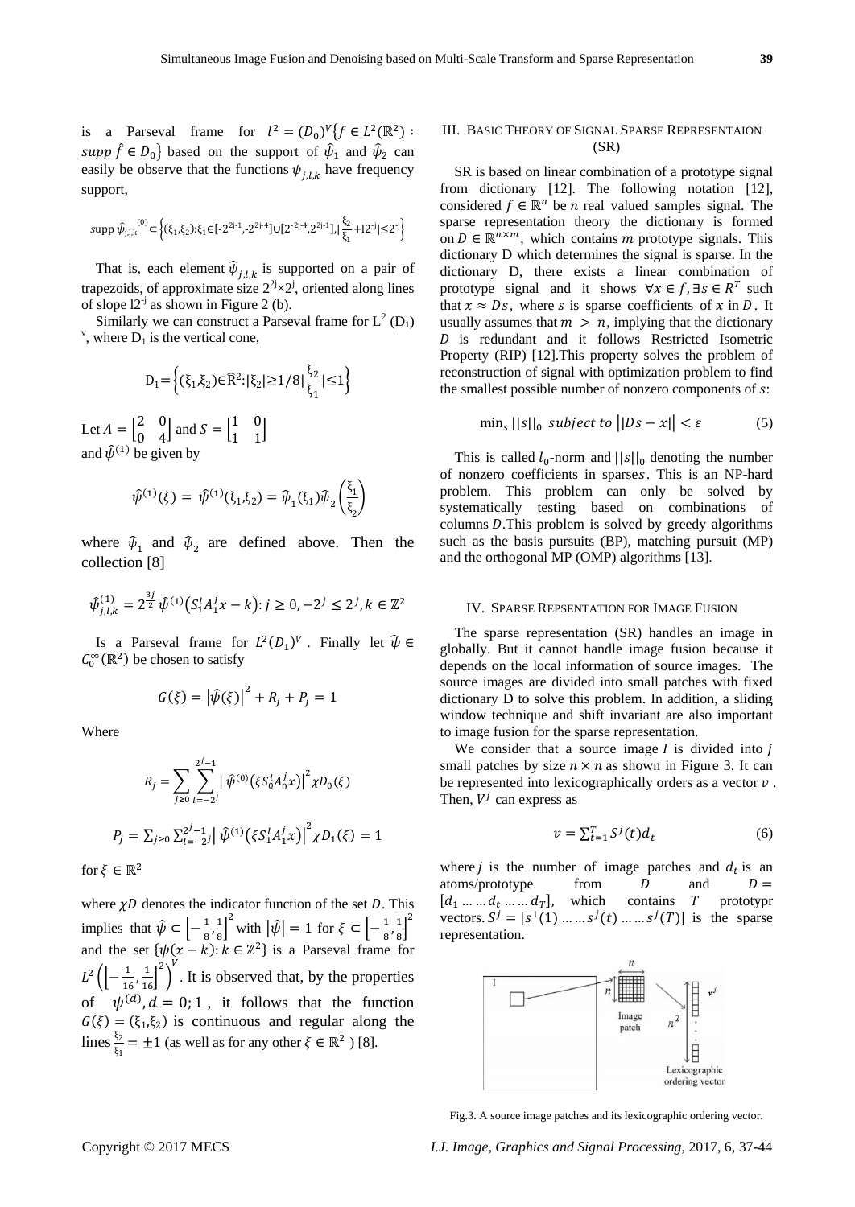is a Parseval frame for $l^2 = (D_0)^V\{f \in L^2(\mathbb{R}^2) : supp\ \hat{f} \in D_0\}$ based on the support of $\hat{\psi}_1$ and $\hat{\psi}_2$ can easily be observe that the functions $\psi_{j,l,k}$ have frequency support,

$$supp\ \hat{\psi}_{j,l,k}^{(0)} \subset \left\{(\xi_1,\xi_2): \xi_1 \in [-2^{2j-1}, -2^{2j-4}] \cup [2^{-2j-4}, 2^{2j-1}], \left|\frac{\xi_2}{\xi_1} + l2^{-j}\right| \leq 2^{-j}\right\}$$

That is, each element $\hat{\psi}_{j,l,k}$ is supported on a pair of trapezoids, of approximate size $2^{2j} \times 2^j$, oriented along lines of slope $l2^{-j}$ as shown in Figure 2 (b).

Similarly we can construct a Parseval frame for $L^2 (D_1)^v$, where $D_1$ is the vertical cone,

$$D_1 = \left\{(\xi_1,\xi_2) \in \hat{\mathbb{R}}^2 : |\xi_2| \geq 1/8 \left|\frac{\xi_2}{\xi_1}\right| \leq 1\right\}$$

Let $A = \begin{bmatrix} 2 & 0 \\ 0 & 4 \end{bmatrix}$ and $S = \begin{bmatrix} 1 & 0 \\ 1 & 1 \end{bmatrix}$ and $\hat{\psi}^{(1)}$ be given by

$$\hat{\psi}^{(1)}(\xi) = \hat{\psi}^{(1)}(\xi_1,\xi_2) = \hat{\psi}_1(\xi_1)\hat{\psi}_2\left(\frac{\xi_1}{\xi_2}\right)$$

where $\hat{\psi}_1$ and $\hat{\psi}_2$ are defined above. Then the collection [8]

$$\hat{\psi}_{j,l,k}^{(1)} = 2^{\frac{3j}{2}} \hat{\psi}^{(1)}\left(S_1^l A_1^j x - k\right) : j \geq 0, -2^j \leq 2^j, k \in \mathbb{Z}^2$$

Is a Parseval frame for $L^2(D_1)^V$. Finally let $\hat{\psi} \in C_0^\infty(\mathbb{R}^2)$ be chosen to satisfy

$$G(\xi) = \left|\hat{\psi}(\xi)\right|^2 + R_j + P_j = 1$$

Where

$$R_j = \sum_{j \geq 0} \sum_{l=-2^j}^{2^j-1} \left|\hat{\psi}^{(0)}\left(\xi S_0^l A_0^j x\right)\right|^2 \chi D_0(\xi)$$

$$P_j = \sum_{j \geq 0} \sum_{l=-2^j}^{2^j-1} \left|\hat{\psi}^{(1)}\left(\xi S_1^l A_1^j x\right)\right|^2 \chi D_1(\xi) = 1$$

for $\xi \in \mathbb{R}^2$

where $\chi D$ denotes the indicator function of the set $D$. This implies that $\hat{\psi} \subset \left[-\frac{1}{8}, \frac{1}{8}\right]^2$ with $|\hat{\psi}| = 1$ for $\xi \subset \left[-\frac{1}{8}, \frac{1}{8}\right]^2$ and the set $\{\psi(x-k) : k \in \mathbb{Z}^2\}$ is a Parseval frame for $L^2\left(\left[-\frac{1}{16}, \frac{1}{16}\right]^2\right)^V$. It is observed that, by the properties of $\psi^{(d)}, d = 0; 1$, it follows that the function $G(\xi) = (\xi_1,\xi_2)$ is continuous and regular along the lines $\frac{\xi_2}{\xi_1} = \pm 1$ (as well as for any other $\xi \in \mathbb{R}^2$ ) [8].

## III. Basic Theory of Signal Sparse Representaion (SR)

SR is based on linear combination of a prototype signal from dictionary [12]. The following notation [12], considered $f \in \mathbb{R}^n$ be $n$ real valued samples signal. The sparse representation theory the dictionary is formed on $D \in \mathbb{R}^{n \times m}$, which contains $m$ prototype signals. This dictionary D which determines the signal is sparse. In the dictionary D, there exists a linear combination of prototype signal and it shows $\forall x \in f, \exists s \in R^T$ such that $x \approx Ds$, where $s$ is sparse coefficients of $x$ in $D$. It usually assumes that $m > n$, implying that the dictionary $D$ is redundant and it follows Restricted Isometric Property (RIP) [12].This property solves the problem of reconstruction of signal with optimization problem to find the smallest possible number of nonzero components of $s$:

$$\min_s ||s||_0 \ subject\ to\ \left||Ds - x|\right| < \varepsilon \tag{5}$$

This is called $l_0$-norm and $||s||_0$ denoting the number of nonzero coefficients in sparse$s$. This is an NP-hard problem. This problem can only be solved by systematically testing based on combinations of columns $D$.This problem is solved by greedy algorithms such as the basis pursuits (BP), matching pursuit (MP) and the orthogonal MP (OMP) algorithms [13].

## IV. Sparse Repsentation for Image Fusion

The sparse representation (SR) handles an image in globally. But it cannot handle image fusion because it depends on the local information of source images. The source images are divided into small patches with fixed dictionary D to solve this problem. In addition, a sliding window technique and shift invariant are also important to image fusion for the sparse representation.

We consider that a source image $I$ is divided into $j$ small patches by size $n \times n$ as shown in Figure 3. It can be represented into lexicographically orders as a vector $v$. Then, $V^j$ can express as

$$v = \sum_{t=1}^{T} S^j(t) d_t \tag{6}$$

where $j$ is the number of image patches and $d_t$ is an atoms/prototype from $D$ and $D = [d_1 \ldots \ldots d_t \ldots \ldots d_T]$, which contains $T$ prototypr vectors. $S^j = [s^1(1) \ldots \ldots s^j(t) \ldots \ldots s^j(T)]$ is the sparse representation.

Fig.3. A source image patches and its lexicographic ordering vector.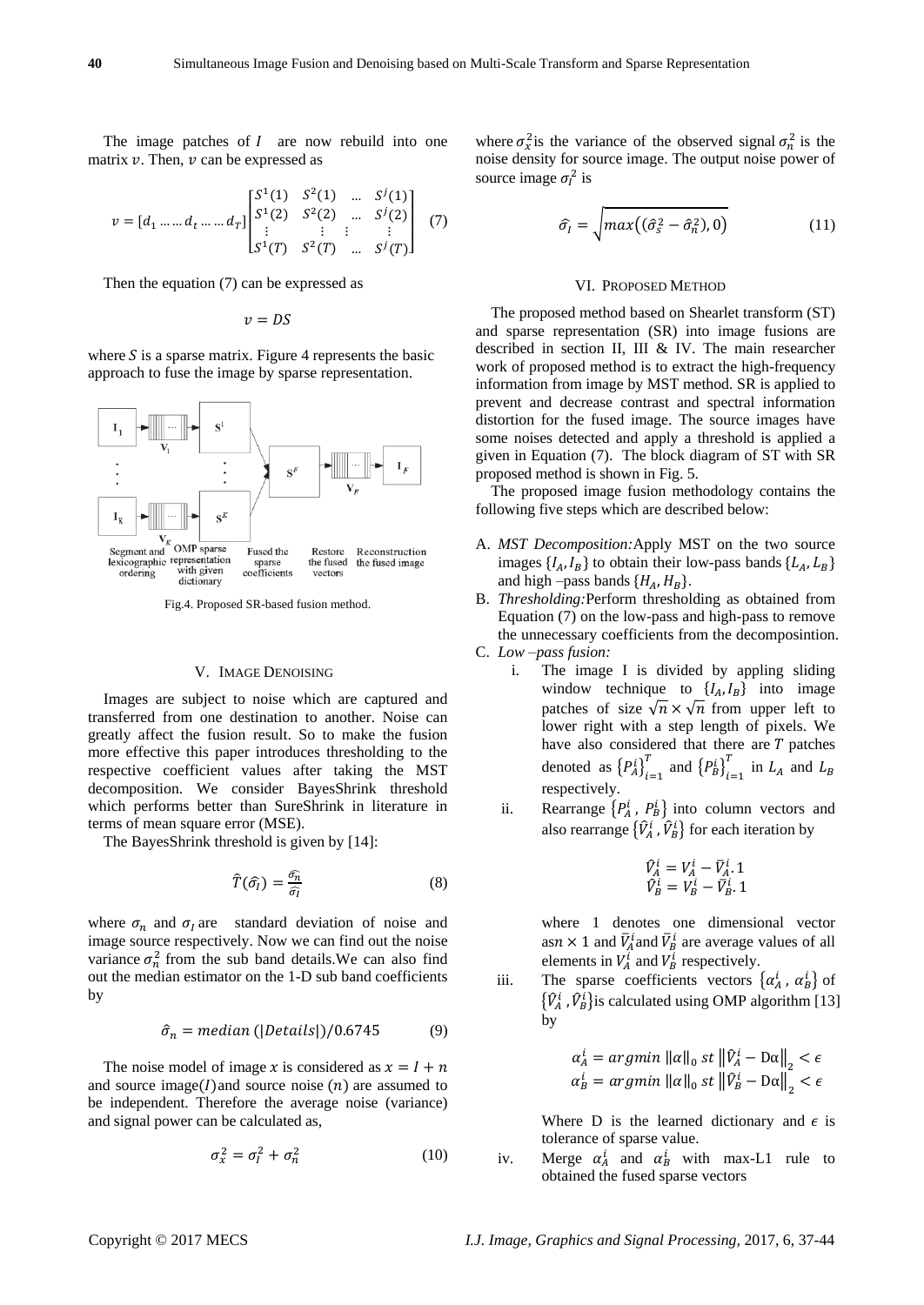The image patches of $I$ are now rebuild into one matrix $v$. Then, $v$ can be expressed as

$$v = [d_1 \dots \dots d_t \dots \dots d_T] \begin{bmatrix} S^1(1) & S^2(1) & \dots & S^j(1) \\ S^1(2) & S^2(2) & \dots & S^j(2) \\ \vdots & \vdots & \vdots & \vdots \\ S^1(T) & S^2(T) & \dots & S^j(T) \end{bmatrix} \quad (7)$$

Then the equation (7) can be expressed as

$$v = DS$$

where $S$ is a sparse matrix. Figure 4 represents the basic approach to fuse the image by sparse representation.

Fig.4. Proposed SR-based fusion method.

## V. Image Denoising

Images are subject to noise which are captured and transferred from one destination to another. Noise can greatly affect the fusion result. So to make the fusion more effective this paper introduces thresholding to the respective coefficient values after taking the MST decomposition. We consider BayesShrink threshold which performs better than SureShrink in literature in terms of mean square error (MSE).

The BayesShrink threshold is given by [14]:

$$\hat{T}(\hat{\sigma_I}) = \frac{\hat{\sigma_n}}{\hat{\sigma_I}} \quad (8)$$

where $\sigma_n$ and $\sigma_I$ are standard deviation of noise and image source respectively. Now we can find out the noise variance $\sigma_n^2$ from the sub band details.We can also find out the median estimator on the 1-D sub band coefficients by

$$\hat{\sigma}_n = median\,(|Details|)/0.6745 \quad (9)$$

The noise model of image $x$ is considered as $x = I + n$ and source image$(I)$and source noise $(n)$ are assumed to be independent. Therefore the average noise (variance) and signal power can be calculated as,

$$\sigma_x^2 = \sigma_I^2 + \sigma_n^2 \quad (10)$$

where $\sigma_x^2$is the variance of the observed signal $\sigma_n^2$ is the noise density for source image. The output noise power of source image $\sigma_I^2$ is

$$\hat{\sigma_I} = \sqrt{max\left((\hat{\sigma}_s^2 - \hat{\sigma}_n^2), 0\right)} \quad (11)$$

## VI. Proposed Method

The proposed method based on Shearlet transform (ST) and sparse representation (SR) into image fusions are described in section II, III & IV. The main researcher work of proposed method is to extract the high-frequency information from image by MST method. SR is applied to prevent and decrease contrast and spectral information distortion for the fused image. The source images have some noises detected and apply a threshold is applied a given in Equation (7). The block diagram of ST with SR proposed method is shown in Fig. 5.

The proposed image fusion methodology contains the following five steps which are described below:

A. *MST Decomposition:*Apply MST on the two source images $\{I_A, I_B\}$ to obtain their low-pass bands $\{L_A, L_B\}$ and high –pass bands $\{H_A, H_B\}$.

B. *Thresholding:*Perform thresholding as obtained from Equation (7) on the low-pass and high-pass to remove the unnecessary coefficients from the decomposintion.

C. *Low –pass fusion:*

   i. The image I is divided by appling sliding window technique to $\{I_A, I_B\}$ into image patches of size $\sqrt{n} \times \sqrt{n}$ from upper left to lower right with a step length of pixels. We have also considered that there are $T$ patches denoted as $\{P_A^i\}_{i=1}^T$ and $\{P_B^i\}_{i=1}^T$ in $L_A$ and $L_B$ respectively.

   ii. Rearrange $\{P_A^i, P_B^i\}$ into column vectors and also rearrange $\{\hat{V}_A^i, \hat{V}_B^i\}$ for each iteration by

   $$\hat{V}_A^i = V_A^i - \bar{V}_A^i.1$$
   $$\hat{V}_B^i = V_B^i - \bar{V}_B^i.1$$

   where 1 denotes one dimensional vector as$n \times 1$ and $\bar{V}_A^i$and $\bar{V}_B^i$ are average values of all elements in $V_A^i$ and $V_B^i$ respectively.

   iii. The sparse coefficients vectors $\{\alpha_A^i, \alpha_B^i\}$ of $\{\hat{V}_A^i, \hat{V}_B^i\}$is calculated using OMP algorithm [13] by

   $$\alpha_A^i = argmin\, \|\alpha\|_0 \; st \; \left\|\hat{V}_A^i - \mathrm{D}\alpha\right\|_2 < \epsilon$$
   $$\alpha_B^i = argmin\, \|\alpha\|_0 \; st \; \left\|\hat{V}_B^i - \mathrm{D}\alpha\right\|_2 < \epsilon$$

   Where D is the learned dictionary and $\epsilon$ is tolerance of sparse value.

   iv. Merge $\alpha_A^i$ and $\alpha_B^i$ with max-L1 rule to obtained the fused sparse vectors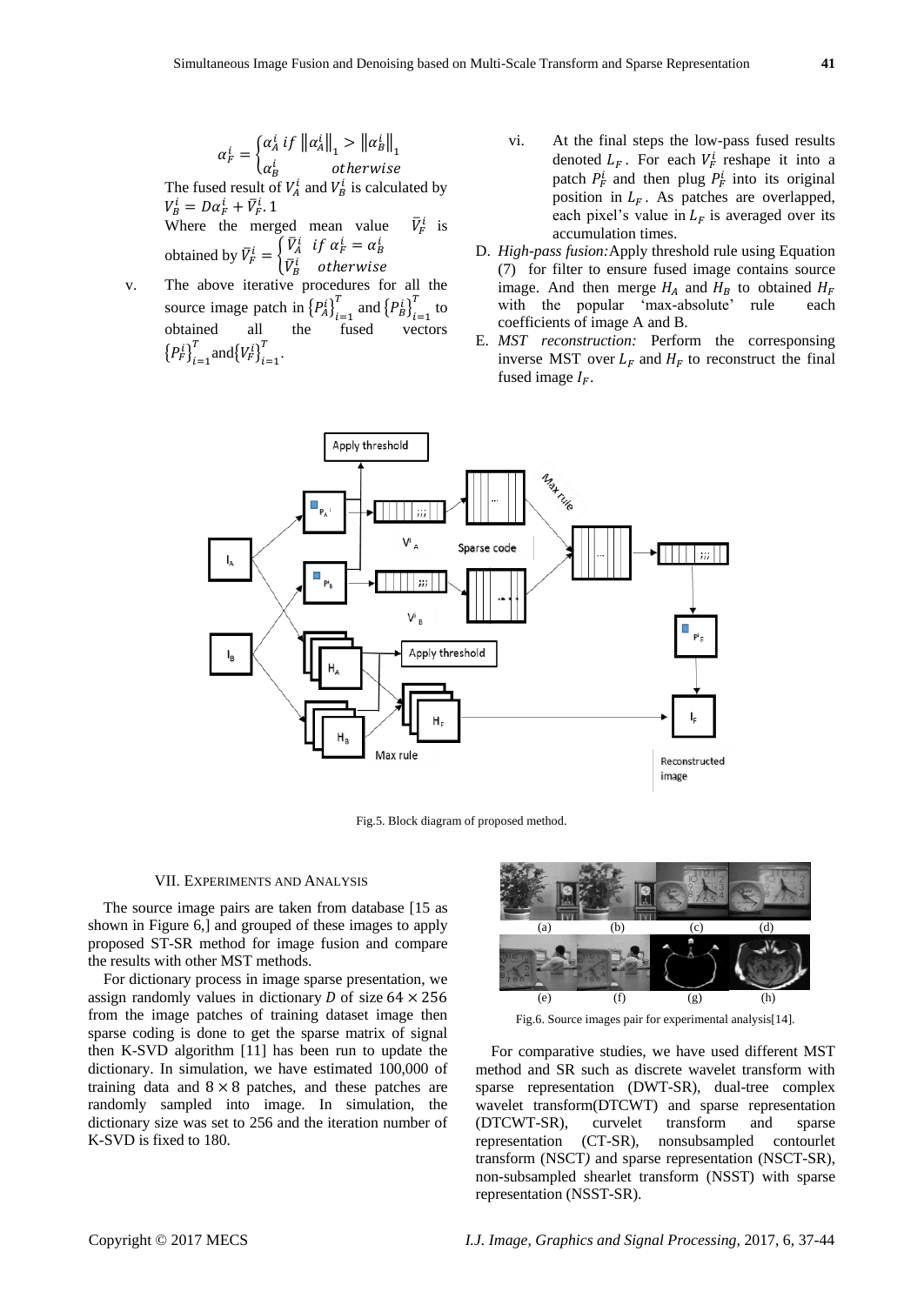$$\alpha_F^i = \begin{cases} \alpha_A^i \; if \; \|\alpha_A^i\|_1 > \|\alpha_B^i\|_1 \\ \alpha_B^i \qquad\quad otherwise \end{cases}$$

The fused result of $V_A^i$ and $V_B^i$ is calculated by $V_B^i = D\alpha_F^i + \bar{V}_F^i.1$

Where the merged mean value $\bar{V}_F^i$ is obtained by $\bar{V}_F^i = \begin{cases} \bar{V}_A^i \;\; if \; \alpha_F^i = \alpha_B^i \\ \bar{V}_B^i \quad otherwise \end{cases}$

v. The above iterative procedures for all the source image patch in $\{P_A^i\}_{i=1}^T$ and $\{P_B^i\}_{i=1}^T$ to obtained all the fused vectors $\{P_F^i\}_{i=1}^T$ and $\{V_F^i\}_{i=1}^T$.

vi. At the final steps the low-pass fused results denoted $L_F$. For each $V_F^i$ reshape it into a patch $P_F^i$ and then plug $P_F^i$ into its original position in $L_F$. As patches are overlapped, each pixel's value in $L_F$ is averaged over its accumulation times.

D. *High-pass fusion:*Apply threshold rule using Equation (7) for filter to ensure fused image contains source image. And then merge $H_A$ and $H_B$ to obtained $H_F$ with the popular 'max-absolute' rule each coefficients of image A and B.

E. *MST reconstruction:* Perform the corresponsing inverse MST over $L_F$ and $H_F$ to reconstruct the final fused image $I_F$.

Fig.5. Block diagram of proposed method.

## VII. Experiments and Analysis

The source image pairs are taken from database [15 as shown in Figure 6,] and grouped of these images to apply proposed ST-SR method for image fusion and compare the results with other MST methods.

For dictionary process in image sparse presentation, we assign randomly values in dictionary $D$ of size $64 \times 256$ from the image patches of training dataset image then sparse coding is done to get the sparse matrix of signal then K-SVD algorithm [11] has been run to update the dictionary. In simulation, we have estimated 100,000 of training data and $8 \times 8$ patches, and these patches are randomly sampled into image. In simulation, the dictionary size was set to 256 and the iteration number of K-SVD is fixed to 180.

Fig.6. Source images pair for experimental analysis[14].

For comparative studies, we have used different MST method and SR such as discrete wavelet transform with sparse representation (DWT-SR), dual-tree complex wavelet transform(DTCWT) and sparse representation (DTCWT-SR), curvelet transform and sparse representation (CT-SR), nonsubsampled contourlet transform (NSCT) and sparse representation (NSCT-SR), non-subsampled shearlet transform (NSST) with sparse representation (NSST-SR).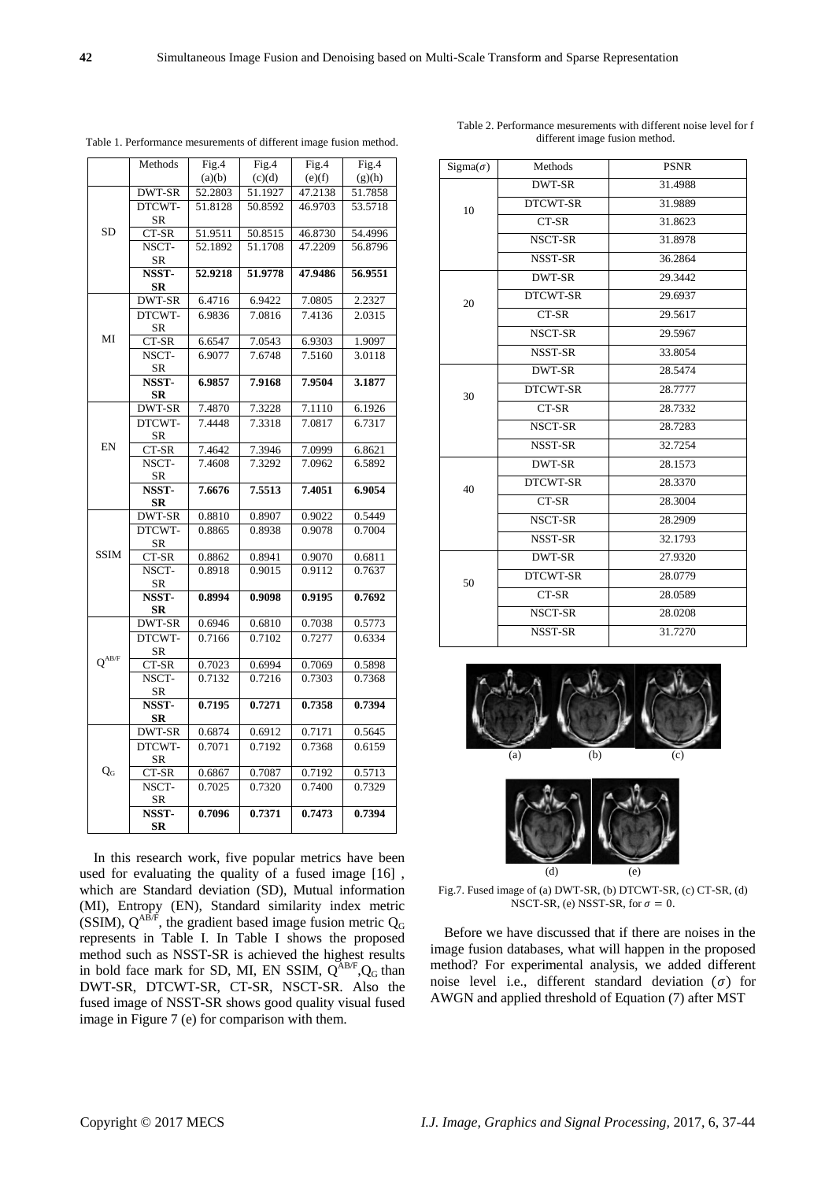Table 1. Performance mesurements of different image fusion method.

| | Methods | Fig.4 (a)(b) | Fig.4 (c)(d) | Fig.4 (e)(f) | Fig.4 (g)(h) |
|---|---|---|---|---|---|
| SD | DWT-SR | 52.2803 | 51.1927 | 47.2138 | 51.7858 |
| | DTCWT-SR | 51.8128 | 50.8592 | 46.9703 | 53.5718 |
| | CT-SR | 51.9511 | 50.8515 | 46.8730 | 54.4996 |
| | NSCT-SR | 52.1892 | 51.1708 | 47.2209 | 56.8796 |
| | **NSST-SR** | **52.9218** | **51.9778** | **47.9486** | **56.9551** |
| MI | DWT-SR | 6.4716 | 6.9422 | 7.0805 | 2.2327 |
| | DTCWT-SR | 6.9836 | 7.0816 | 7.4136 | 2.0315 |
| | CT-SR | 6.6547 | 7.0543 | 6.9303 | 1.9097 |
| | NSCT-SR | 6.9077 | 7.6748 | 7.5160 | 3.0118 |
| | **NSST-SR** | **6.9857** | **7.9168** | **7.9504** | **3.1877** |
| EN | DWT-SR | 7.4870 | 7.3228 | 7.1110 | 6.1926 |
| | DTCWT-SR | 7.4448 | 7.3318 | 7.0817 | 6.7317 |
| | CT-SR | 7.4642 | 7.3946 | 7.0999 | 6.8621 |
| | NSCT-SR | 7.4608 | 7.3292 | 7.0962 | 6.5892 |
| | **NSST-SR** | **7.6676** | **7.5513** | **7.4051** | **6.9054** |
| SSIM | DWT-SR | 0.8810 | 0.8907 | 0.9022 | 0.5449 |
| | DTCWT-SR | 0.8865 | 0.8938 | 0.9078 | 0.7004 |
| | CT-SR | 0.8862 | 0.8941 | 0.9070 | 0.6811 |
| | NSCT-SR | 0.8918 | 0.9015 | 0.9112 | 0.7637 |
| | **NSST-SR** | **0.8994** | **0.9098** | **0.9195** | **0.7692** |
| $Q^{AB/F}$ | DWT-SR | 0.6946 | 0.6810 | 0.7038 | 0.5773 |
| | DTCWT-SR | 0.7166 | 0.7102 | 0.7277 | 0.6334 |
| | CT-SR | 0.7023 | 0.6994 | 0.7069 | 0.5898 |
| | NSCT-SR | 0.7132 | 0.7216 | 0.7303 | 0.7368 |
| | **NSST-SR** | **0.7195** | **0.7271** | **0.7358** | **0.7394** |
| $Q_G$ | DWT-SR | 0.6874 | 0.6912 | 0.7171 | 0.5645 |
| | DTCWT-SR | 0.7071 | 0.7192 | 0.7368 | 0.6159 |
| | CT-SR | 0.6867 | 0.7087 | 0.7192 | 0.5713 |
| | NSCT-SR | 0.7025 | 0.7320 | 0.7400 | 0.7329 |
| | **NSST-SR** | **0.7096** | **0.7371** | **0.7473** | **0.7394** |

In this research work, five popular metrics have been used for evaluating the quality of a fused image [16] , which are Standard deviation (SD), Mutual information (MI), Entropy (EN), Standard similarity index metric (SSIM), $Q^{AB/F}$, the gradient based image fusion metric $Q_G$ represents in Table I. In Table I shows the proposed method such as NSST-SR is achieved the highest results in bold face mark for SD, MI, EN SSIM, $Q^{AB/F}$,$Q_G$ than DWT-SR, DTCWT-SR, CT-SR, NSCT-SR. Also the fused image of NSST-SR shows good quality visual fused image in Figure 7 (e) for comparison with them.

Table 2. Performance mesurements with different noise level for f different image fusion method.

| Sigma($\sigma$) | Methods | PSNR |
|---|---|---|
| 10 | DWT-SR | 31.4988 |
| | DTCWT-SR | 31.9889 |
| | CT-SR | 31.8623 |
| | NSCT-SR | 31.8978 |
| | NSST-SR | 36.2864 |
| 20 | DWT-SR | 29.3442 |
| | DTCWT-SR | 29.6937 |
| | CT-SR | 29.5617 |
| | NSCT-SR | 29.5967 |
| | NSST-SR | 33.8054 |
| 30 | DWT-SR | 28.5474 |
| | DTCWT-SR | 28.7777 |
| | CT-SR | 28.7332 |
| | NSCT-SR | 28.7283 |
| | NSST-SR | 32.7254 |
| 40 | DWT-SR | 28.1573 |
| | DTCWT-SR | 28.3370 |
| | CT-SR | 28.3004 |
| | NSCT-SR | 28.2909 |
| | NSST-SR | 32.1793 |
| 50 | DWT-SR | 27.9320 |
| | DTCWT-SR | 28.0779 |
| | CT-SR | 28.0589 |
| | NSCT-SR | 28.0208 |
| | NSST-SR | 31.7270 |

(a) (b) (c)

(d) (e)

Fig.7. Fused image of (a) DWT-SR, (b) DTCWT-SR, (c) CT-SR, (d) NSCT-SR, (e) NSST-SR, for $\sigma = 0$.

Before we have discussed that if there are noises in the image fusion databases, what will happen in the proposed method? For experimental analysis, we added different noise level i.e., different standard deviation ($\sigma$) for AWGN and applied threshold of Equation (7) after MST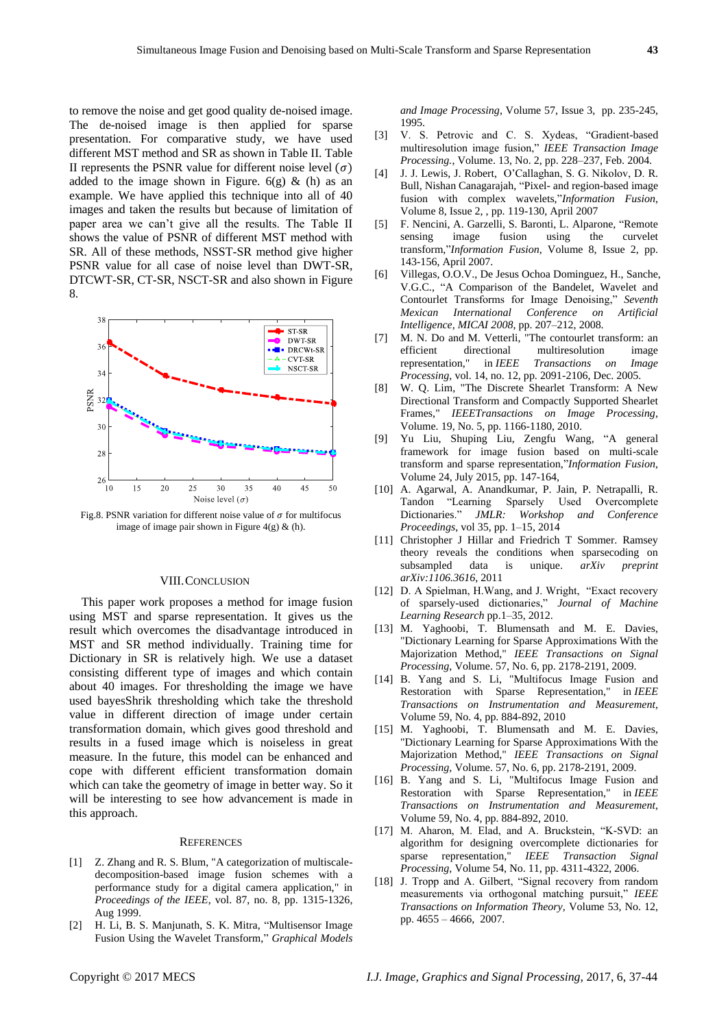to remove the noise and get good quality de-noised image. The de-noised image is then applied for sparse presentation. For comparative study, we have used different MST method and SR as shown in Table II. Table II represents the PSNR value for different noise level ($\sigma$) added to the image shown in Figure. 6(g) & (h) as an example. We have applied this technique into all of 40 images and taken the results but because of limitation of paper area we can't give all the results. The Table II shows the value of PSNR of different MST method with SR. All of these methods, NSST-SR method give higher PSNR value for all case of noise level than DWT-SR, DTCWT-SR, CT-SR, NSCT-SR and also shown in Figure 8.

Fig.8. PSNR variation for different noise value of $\sigma$ for multifocus image of image pair shown in Figure 4(g) & (h).

## VIII. Conclusion

This paper work proposes a method for image fusion using MST and sparse representation. It gives us the result which overcomes the disadvantage introduced in MST and SR method individually. Training time for Dictionary in SR is relatively high. We use a dataset consisting different type of images and which contain about 40 images. For thresholding the image we have used bayesShrik thresholding which take the threshold value in different direction of image under certain transformation domain, which gives good threshold and results in a fused image which is noiseless in great measure. In the future, this model can be enhanced and cope with different efficient transformation domain which can take the geometry of image in better way. So it will be interesting to see how advancement is made in this approach.

## References

[1] Z. Zhang and R. S. Blum, "A categorization of multiscale-decomposition-based image fusion schemes with a performance study for a digital camera application," in *Proceedings of the IEEE*, vol. 87, no. 8, pp. 1315-1326, Aug 1999.

[2] H. Li, B. S. Manjunath, S. K. Mitra, "Multisensor Image Fusion Using the Wavelet Transform," *Graphical Models and Image Processing*, Volume 57, Issue 3, pp. 235-245, 1995.

[3] V. S. Petrovic and C. S. Xydeas, "Gradient-based multiresolution image fusion," *IEEE Transaction Image Processing.*, Volume. 13, No. 2, pp. 228–237, Feb. 2004.

[4] J. J. Lewis, J. Robert, O'Callaghan, S. G. Nikolov, D. R. Bull, Nishan Canagarajah, "Pixel- and region-based image fusion with complex wavelets,"*Information Fusion*, Volume 8, Issue 2, , pp. 119-130, April 2007

[5] F. Nencini, A. Garzelli, S. Baronti, L. Alparone, "Remote sensing image fusion using the curvelet transform,"*Information Fusion*, Volume 8, Issue 2, pp. 143-156, April 2007.

[6] Villegas, O.O.V., De Jesus Ochoa Dominguez, H., Sanche, V.G.C., "A Comparison of the Bandelet, Wavelet and Contourlet Transforms for Image Denoising," *Seventh Mexican International Conference on Artificial Intelligence, MICAI 2008*, pp. 207–212, 2008.

[7] M. N. Do and M. Vetterli, "The contourlet transform: an efficient directional multiresolution image representation," in *IEEE Transactions on Image Processing*, vol. 14, no. 12, pp. 2091-2106, Dec. 2005.

[8] W. Q. Lim, "The Discrete Shearlet Transform: A New Directional Transform and Compactly Supported Shearlet Frames," *IEEETransactions on Image Processing*, Volume. 19, No. 5, pp. 1166-1180, 2010.

[9] Yu Liu, Shuping Liu, Zengfu Wang, "A general framework for image fusion based on multi-scale transform and sparse representation,"*Information Fusion*, Volume 24, July 2015, pp. 147-164,

[10] A. Agarwal, A. Anandkumar, P. Jain, P. Netrapalli, R. Tandon "Learning Sparsely Used Overcomplete Dictionaries." *JMLR: Workshop and Conference Proceedings*, vol 35, pp. 1–15, 2014

[11] Christopher J Hillar and Friedrich T Sommer. Ramsey theory reveals the conditions when sparsecoding on subsampled data is unique. *arXiv preprint arXiv:1106.3616*, 2011

[12] D. A Spielman, H.Wang, and J. Wright, "Exact recovery of sparsely-used dictionaries," *Journal of Machine Learning Research* pp.1–35, 2012.

[13] M. Yaghoobi, T. Blumensath and M. E. Davies, "Dictionary Learning for Sparse Approximations With the Majorization Method," *IEEE Transactions on Signal Processing*, Volume. 57, No. 6, pp. 2178-2191, 2009.

[14] B. Yang and S. Li, "Multifocus Image Fusion and Restoration with Sparse Representation," in *IEEE Transactions on Instrumentation and Measurement*, Volume 59, No. 4, pp. 884-892, 2010

[15] M. Yaghoobi, T. Blumensath and M. E. Davies, "Dictionary Learning for Sparse Approximations With the Majorization Method," *IEEE Transactions on Signal Processing*, Volume. 57, No. 6, pp. 2178-2191, 2009.

[16] B. Yang and S. Li, "Multifocus Image Fusion and Restoration with Sparse Representation," in *IEEE Transactions on Instrumentation and Measurement*, Volume 59, No. 4, pp. 884-892, 2010.

[17] M. Aharon, M. Elad, and A. Bruckstein, "K-SVD: an algorithm for designing overcomplete dictionaries for sparse representation," *IEEE Transaction Signal Processing*, Volume 54, No. 11, pp. 4311-4322, 2006.

[18] J. Tropp and A. Gilbert, "Signal recovery from random measurements via orthogonal matching pursuit," *IEEE Transactions on Information Theory*, Volume 53, No. 12, pp. 4655 – 4666, 2007.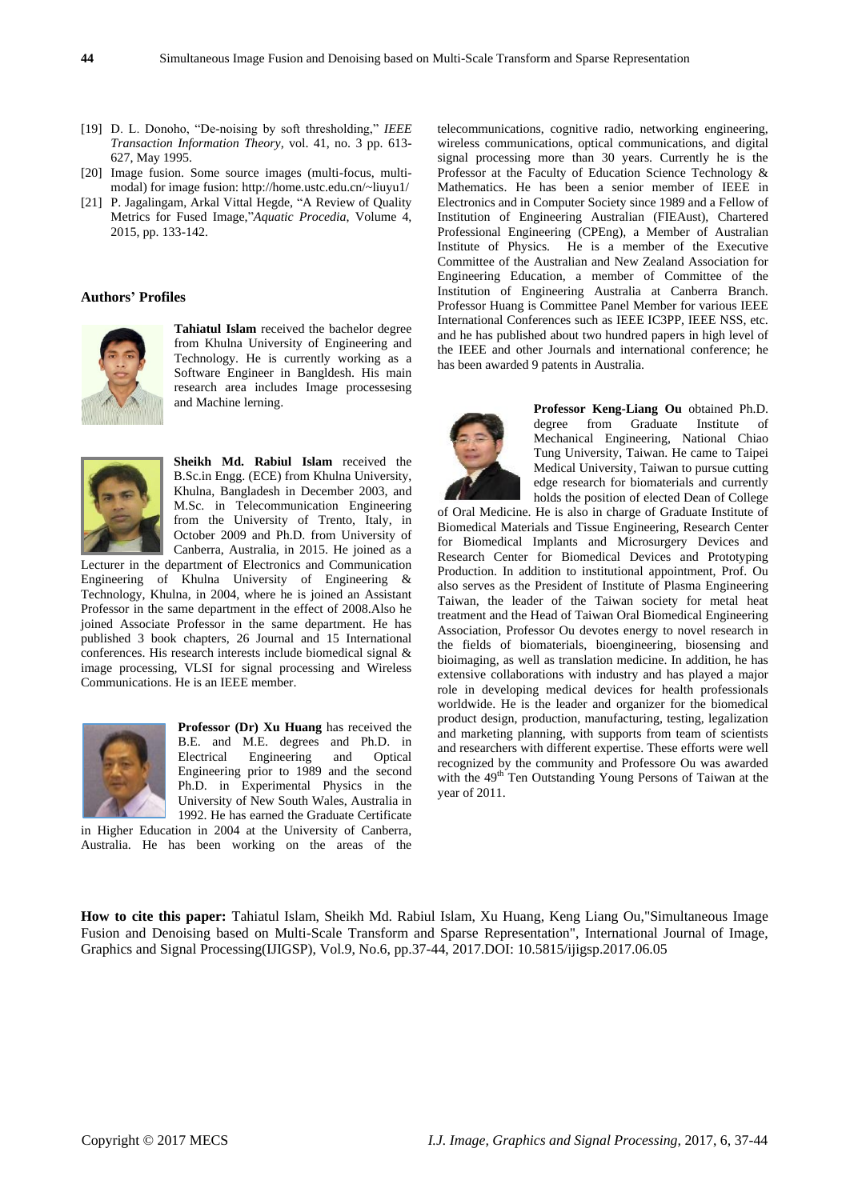[19] D. L. Donoho, "De-noising by soft thresholding," *IEEE Transaction Information Theory*, vol. 41, no. 3 pp. 613-627, May 1995.

[20] Image fusion. Some source images (multi-focus, multi-modal) for image fusion: http://home.ustc.edu.cn/~liuyu1/

[21] P. Jagalingam, Arkal Vittal Hegde, "A Review of Quality Metrics for Fused Image,"*Aquatic Procedia*, Volume 4, 2015, pp. 133-142.

### Authors' Profiles

**Tahiatul Islam** received the bachelor degree from Khulna University of Engineering and Technology. He is currently working as a Software Engineer in Bangldesh. His main research area includes Image processesing and Machine lerning.

**Sheikh Md. Rabiul Islam** received the B.Sc.in Engg. (ECE) from Khulna University, Khulna, Bangladesh in December 2003, and M.Sc. in Telecommunication Engineering from the University of Trento, Italy, in October 2009 and Ph.D. from University of Canberra, Australia, in 2015. He joined as a Lecturer in the department of Electronics and Communication Engineering of Khulna University of Engineering & Technology, Khulna, in 2004, where he is joined an Assistant Professor in the same department in the effect of 2008.Also he joined Associate Professor in the same department. He has published 3 book chapters, 26 Journal and 15 International conferences. His research interests include biomedical signal & image processing, VLSI for signal processing and Wireless Communications. He is an IEEE member.

**Professor (Dr) Xu Huang** has received the B.E. and M.E. degrees and Ph.D. in Electrical Engineering and Optical Engineering prior to 1989 and the second Ph.D. in Experimental Physics in the University of New South Wales, Australia in 1992. He has earned the Graduate Certificate in Higher Education in 2004 at the University of Canberra, Australia. He has been working on the areas of the telecommunications, cognitive radio, networking engineering, wireless communications, optical communications, and digital signal processing more than 30 years. Currently he is the Professor at the Faculty of Education Science Technology & Mathematics. He has been a senior member of IEEE in Electronics and in Computer Society since 1989 and a Fellow of Institution of Engineering Australian (FIEAust), Chartered Professional Engineering (CPEng), a Member of Australian Institute of Physics. He is a member of the Executive Committee of the Australian and New Zealand Association for Engineering Education, a member of Committee of the Institution of Engineering Australia at Canberra Branch. Professor Huang is Committee Panel Member for various IEEE International Conferences such as IEEE IC3PP, IEEE NSS, etc. and he has published about two hundred papers in high level of the IEEE and other Journals and international conference; he has been awarded 9 patents in Australia.

**Professor Keng-Liang Ou** obtained Ph.D. degree from Graduate Institute of Mechanical Engineering, National Chiao Tung University, Taiwan. He came to Taipei Medical University, Taiwan to pursue cutting edge research for biomaterials and currently holds the position of elected Dean of College of Oral Medicine. He is also in charge of Graduate Institute of Biomedical Materials and Tissue Engineering, Research Center for Biomedical Implants and Microsurgery Devices and Research Center for Biomedical Devices and Prototyping Production. In addition to institutional appointment, Prof. Ou also serves as the President of Institute of Plasma Engineering Taiwan, the leader of the Taiwan society for metal heat treatment and the Head of Taiwan Oral Biomedical Engineering Association, Professor Ou devotes energy to novel research in the fields of biomaterials, bioengineering, biosensing and bioimaging, as well as translation medicine. In addition, he has extensive collaborations with industry and has played a major role in developing medical devices for health professionals worldwide. He is the leader and organizer for the biomedical product design, production, manufacturing, testing, legalization and marketing planning, with supports from team of scientists and researchers with different expertise. These efforts were well recognized by the community and Professore Ou was awarded with the 49th Ten Outstanding Young Persons of Taiwan at the year of 2011.

**How to cite this paper:** Tahiatul Islam, Sheikh Md. Rabiul Islam, Xu Huang, Keng Liang Ou,"Simultaneous Image Fusion and Denoising based on Multi-Scale Transform and Sparse Representation", International Journal of Image, Graphics and Signal Processing(IJIGSP), Vol.9, No.6, pp.37-44, 2017.DOI: 10.5815/ijigsp.2017.06.05